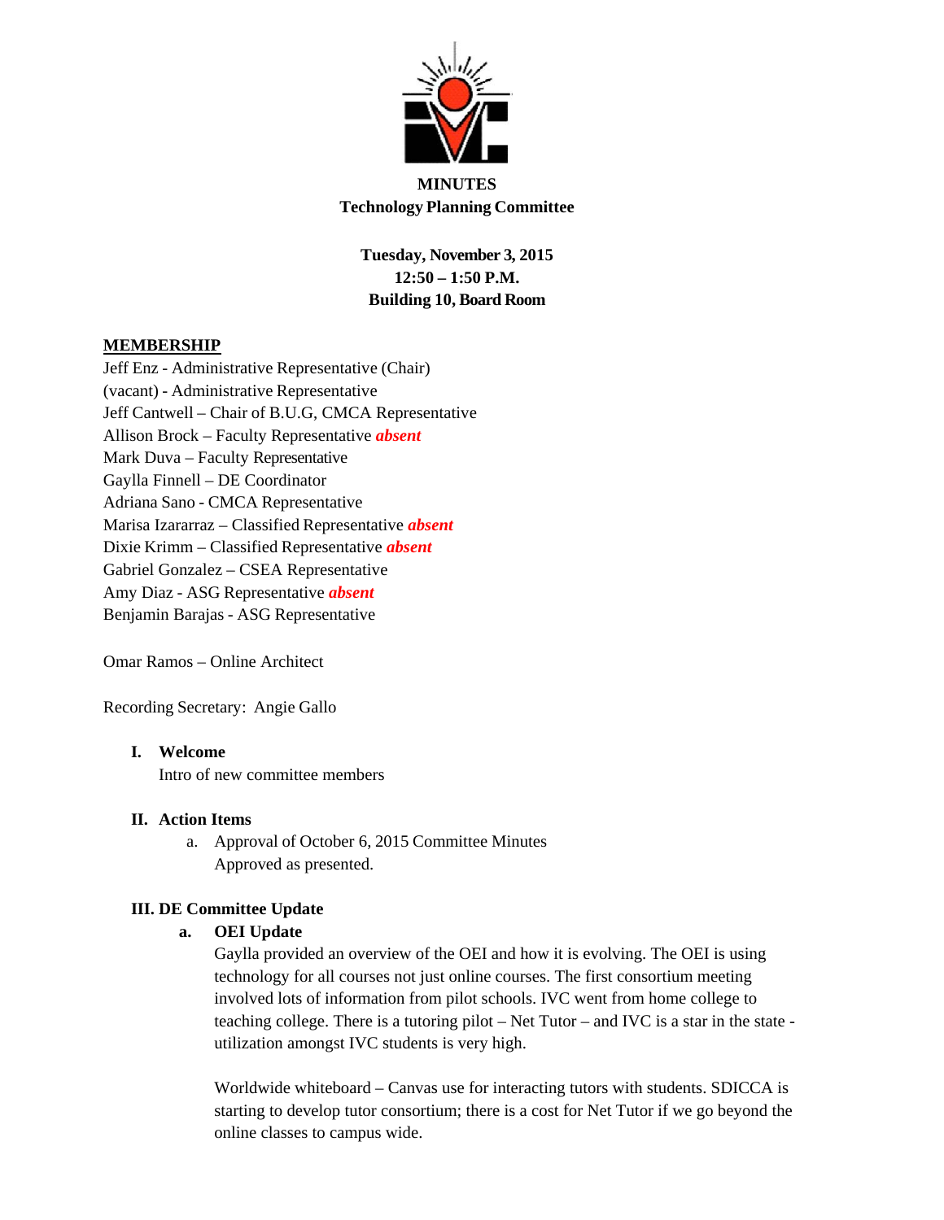**MINUTES**
**Technology Planning Committee**

**Tuesday, November 3, 2015**
**12:50 – 1:50 P.M.**
**Building 10, Board Room**

**MEMBERSHIP**

Jeff Enz - Administrative Representative (Chair)
(vacant) - Administrative Representative
Jeff Cantwell – Chair of B.U.G, CMCA Representative
Allison Brock – Faculty Representative ***absent***
Mark Duva – Faculty Representative
Gaylla Finnell – DE Coordinator
Adriana Sano - CMCA Representative
Marisa Izararraz – Classified Representative ***absent***
Dixie Krimm – Classified Representative ***absent***
Gabriel Gonzalez – CSEA Representative
Amy Diaz - ASG Representative ***absent***
Benjamin Barajas - ASG Representative

Omar Ramos – Online Architect

Recording Secretary: Angie Gallo

**I. Welcome**

Intro of new committee members

**II. Action Items**

a. Approval of October 6, 2015 Committee Minutes
Approved as presented.

**III. DE Committee Update**

**a. OEI Update**

Gaylla provided an overview of the OEI and how it is evolving. The OEI is using technology for all courses not just online courses. The first consortium meeting involved lots of information from pilot schools. IVC went from home college to teaching college. There is a tutoring pilot – Net Tutor – and IVC is a star in the state - utilization amongst IVC students is very high.

Worldwide whiteboard – Canvas use for interacting tutors with students. SDICCA is starting to develop tutor consortium; there is a cost for Net Tutor if we go beyond the online classes to campus wide.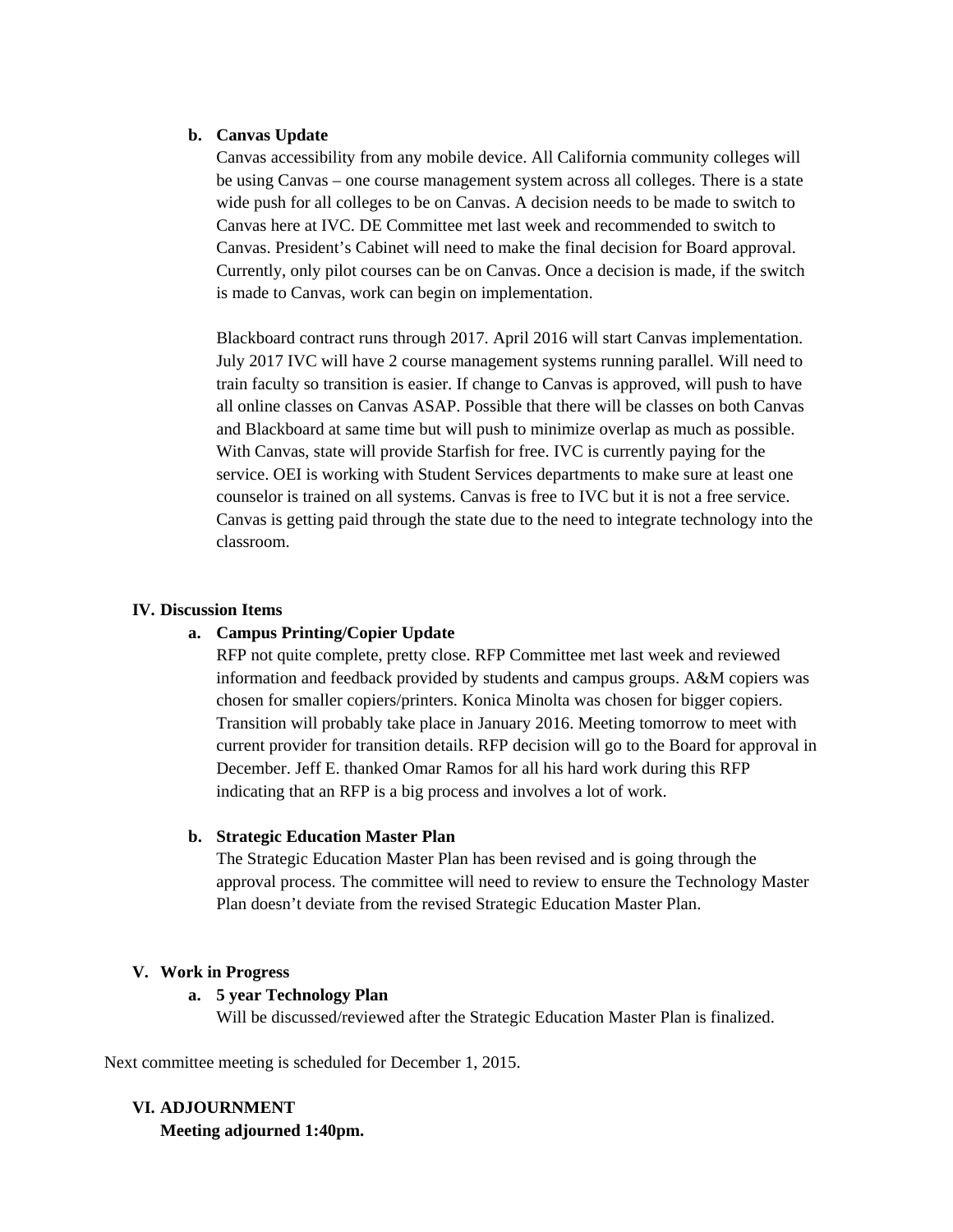**b. Canvas Update**

Canvas accessibility from any mobile device. All California community colleges will be using Canvas – one course management system across all colleges. There is a state wide push for all colleges to be on Canvas. A decision needs to be made to switch to Canvas here at IVC. DE Committee met last week and recommended to switch to Canvas. President's Cabinet will need to make the final decision for Board approval. Currently, only pilot courses can be on Canvas. Once a decision is made, if the switch is made to Canvas, work can begin on implementation.

Blackboard contract runs through 2017. April 2016 will start Canvas implementation. July 2017 IVC will have 2 course management systems running parallel. Will need to train faculty so transition is easier. If change to Canvas is approved, will push to have all online classes on Canvas ASAP. Possible that there will be classes on both Canvas and Blackboard at same time but will push to minimize overlap as much as possible. With Canvas, state will provide Starfish for free. IVC is currently paying for the service. OEI is working with Student Services departments to make sure at least one counselor is trained on all systems. Canvas is free to IVC but it is not a free service. Canvas is getting paid through the state due to the need to integrate technology into the classroom.

## IV. Discussion Items

**a. Campus Printing/Copier Update**

RFP not quite complete, pretty close. RFP Committee met last week and reviewed information and feedback provided by students and campus groups. A&M copiers was chosen for smaller copiers/printers. Konica Minolta was chosen for bigger copiers. Transition will probably take place in January 2016. Meeting tomorrow to meet with current provider for transition details. RFP decision will go to the Board for approval in December. Jeff E. thanked Omar Ramos for all his hard work during this RFP indicating that an RFP is a big process and involves a lot of work.

**b. Strategic Education Master Plan**

The Strategic Education Master Plan has been revised and is going through the approval process. The committee will need to review to ensure the Technology Master Plan doesn't deviate from the revised Strategic Education Master Plan.

## V. Work in Progress

**a. 5 year Technology Plan**

Will be discussed/reviewed after the Strategic Education Master Plan is finalized.

Next committee meeting is scheduled for December 1, 2015.

## VI. ADJOURNMENT

**Meeting adjourned 1:40pm.**